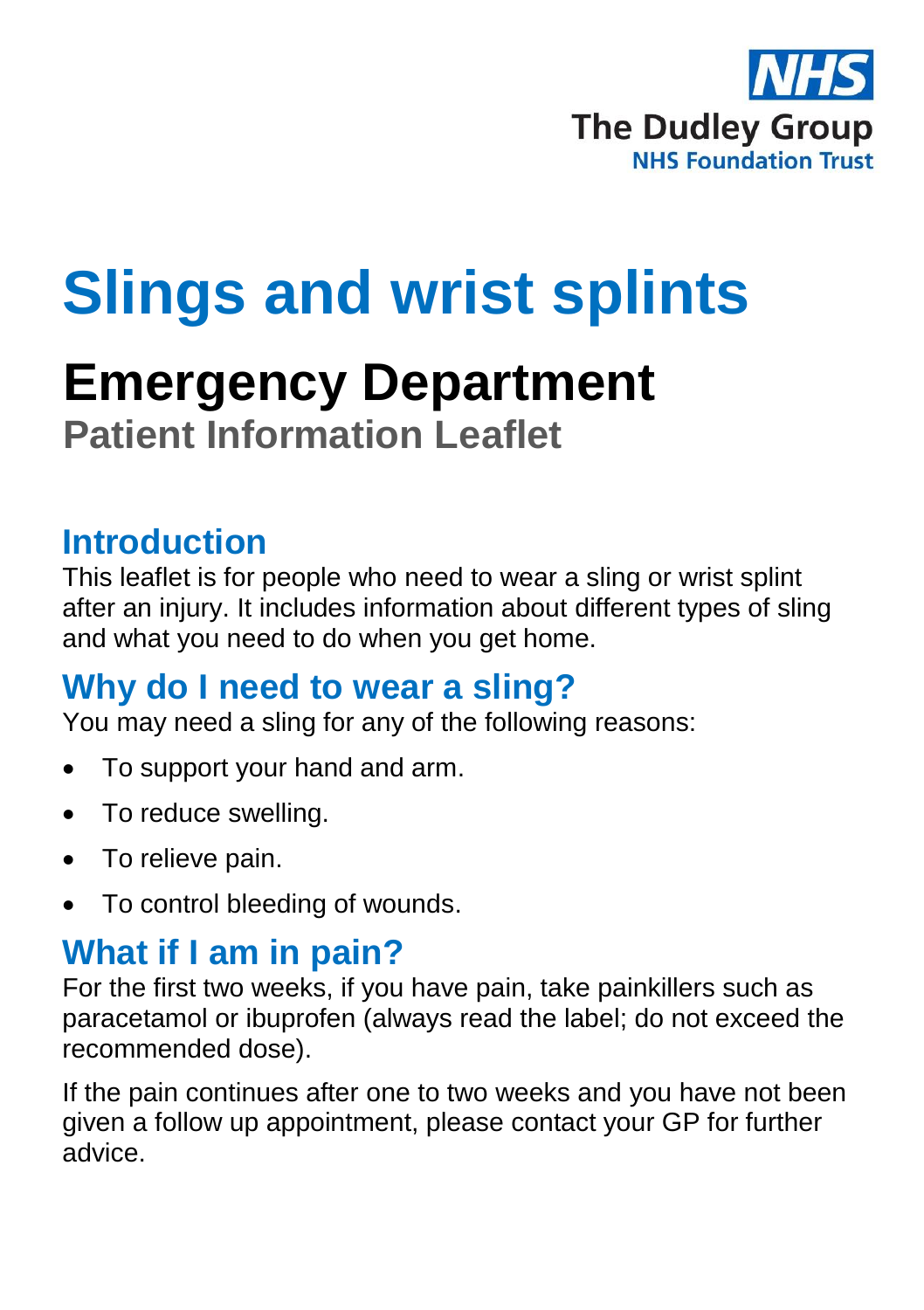The Dudley Group
NHS Foundation Trust

# Slings and wrist splints

## Emergency Department

### Patient Information Leaflet

## Introduction

This leaflet is for people who need to wear a sling or wrist splint after an injury. It includes information about different types of sling and what you need to do when you get home.

## Why do I need to wear a sling?

You may need a sling for any of the following reasons:

- To support your hand and arm.
- To reduce swelling.
- To relieve pain.
- To control bleeding of wounds.

## What if I am in pain?

For the first two weeks, if you have pain, take painkillers such as paracetamol or ibuprofen (always read the label; do not exceed the recommended dose).

If the pain continues after one to two weeks and you have not been given a follow up appointment, please contact your GP for further advice.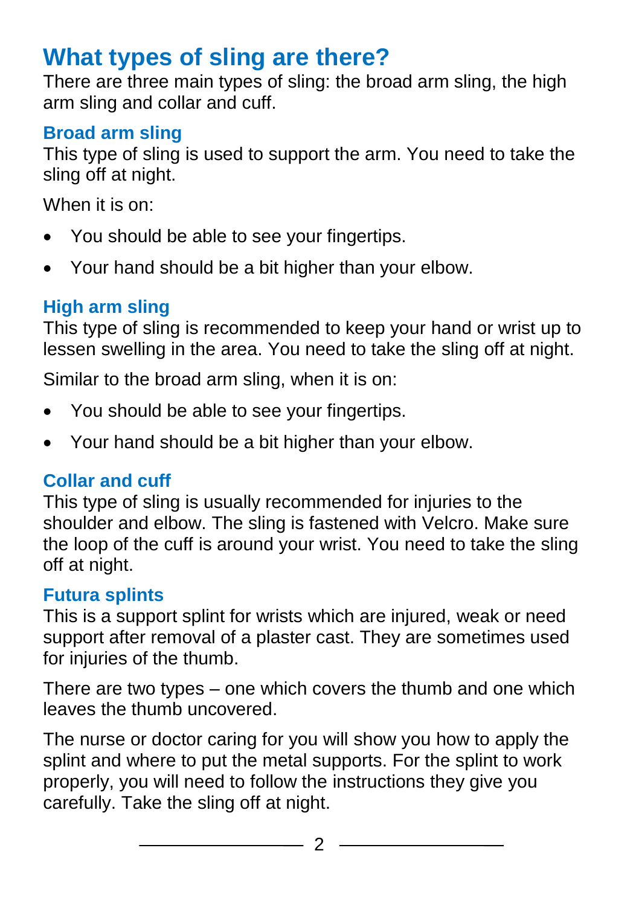## What types of sling are there?

There are three main types of sling: the broad arm sling, the high arm sling and collar and cuff.

### Broad arm sling

This type of sling is used to support the arm. You need to take the sling off at night.

When it is on:

- You should be able to see your fingertips.
- Your hand should be a bit higher than your elbow.

### High arm sling

This type of sling is recommended to keep your hand or wrist up to lessen swelling in the area. You need to take the sling off at night.

Similar to the broad arm sling, when it is on:

- You should be able to see your fingertips.
- Your hand should be a bit higher than your elbow.

### Collar and cuff

This type of sling is usually recommended for injuries to the shoulder and elbow. The sling is fastened with Velcro. Make sure the loop of the cuff is around your wrist. You need to take the sling off at night.

### Futura splints

This is a support splint for wrists which are injured, weak or need support after removal of a plaster cast. They are sometimes used for injuries of the thumb.

There are two types – one which covers the thumb and one which leaves the thumb uncovered.

The nurse or doctor caring for you will show you how to apply the splint and where to put the metal supports. For the splint to work properly, you will need to follow the instructions they give you carefully. Take the sling off at night.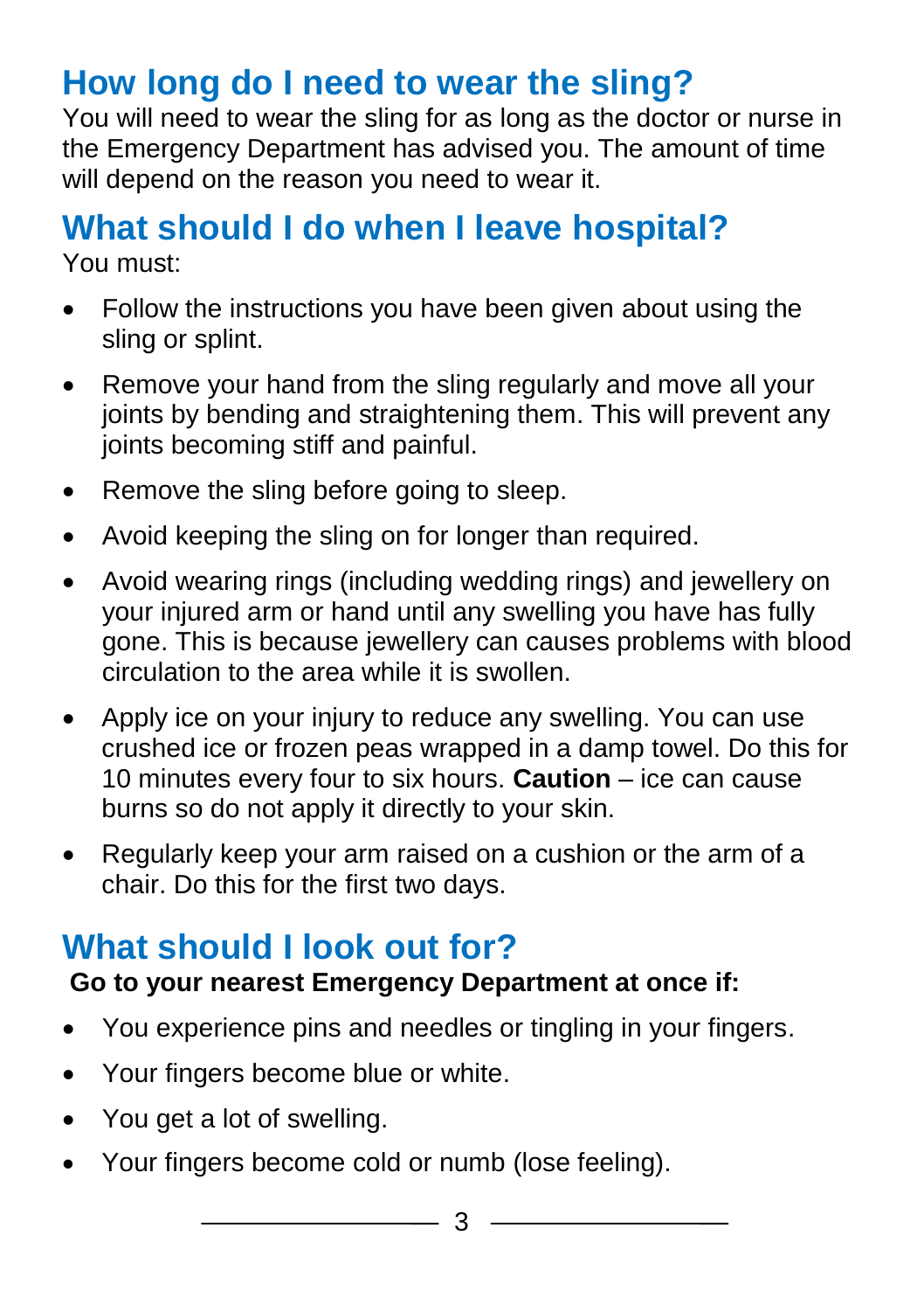## How long do I need to wear the sling?

You will need to wear the sling for as long as the doctor or nurse in the Emergency Department has advised you. The amount of time will depend on the reason you need to wear it.

## What should I do when I leave hospital?

You must:

- Follow the instructions you have been given about using the sling or splint.
- Remove your hand from the sling regularly and move all your joints by bending and straightening them. This will prevent any joints becoming stiff and painful.
- Remove the sling before going to sleep.
- Avoid keeping the sling on for longer than required.
- Avoid wearing rings (including wedding rings) and jewellery on your injured arm or hand until any swelling you have has fully gone. This is because jewellery can causes problems with blood circulation to the area while it is swollen.
- Apply ice on your injury to reduce any swelling. You can use crushed ice or frozen peas wrapped in a damp towel. Do this for 10 minutes every four to six hours. **Caution** – ice can cause burns so do not apply it directly to your skin.
- Regularly keep your arm raised on a cushion or the arm of a chair. Do this for the first two days.

## What should I look out for?

**Go to your nearest Emergency Department at once if:**

- You experience pins and needles or tingling in your fingers.
- Your fingers become blue or white.
- You get a lot of swelling.
- Your fingers become cold or numb (lose feeling).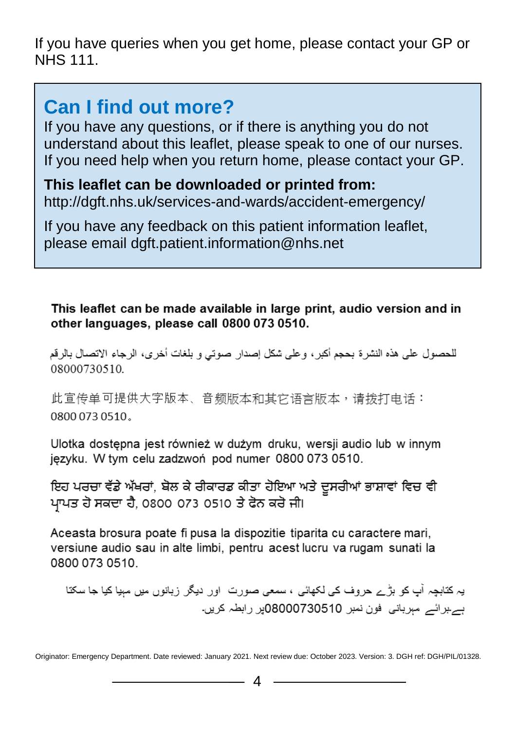If you have queries when you get home, please contact your GP or NHS 111.

## Can I find out more?

If you have any questions, or if there is anything you do not understand about this leaflet, please speak to one of our nurses. If you need help when you return home, please contact your GP.

**This leaflet can be downloaded or printed from:**
http://dgft.nhs.uk/services-and-wards/accident-emergency/

If you have any feedback on this patient information leaflet, please email dgft.patient.information@nhs.net

**This leaflet can be made available in large print, audio version and in other languages, please call 0800 073 0510.**

للحصول على هذه النشرة بحجم أكبر، وعلى شكل إصدار صوتي و بلغات أخرى، الرجاء الاتصال بالرقم 08000730510.

此宣传单可提供大字版本、音频版本和其它语言版本，请拨打电话：0800 073 0510。

Ulotka dostępna jest również w dużym druku, wersji audio lub w innym języku. W tym celu zadzwoń pod numer 0800 073 0510.

ਇਹ ਪਰਚਾ ਵੱਡੇ ਅੱਖਰਾਂ, ਬੋਲ ਕੇ ਰੀਕਾਰਡ ਕੀਤਾ ਹੋਇਆ ਅਤੇ ਦੂਸਰੀਆਂ ਭਾਸ਼ਾਵਾਂ ਵਿਚ ਵੀ ਪ੍ਰਾਪਤ ਹੋ ਸਕਦਾ ਹੈ, 0800 073 0510 ਤੇ ਫੋਨ ਕਰੋ ਜੀ।

Aceasta brosura poate fi pusa la dispozitie tiparita cu caractere mari, versiune audio sau in alte limbi, pentru acest lucru va rugam sunati la 0800 073 0510.

یہ کتابچہ آپ کو بڑے حروف کی لکھائی ، سمعی صورت اور دیگر زبانوں میں مہیا کیا جا سکتا ہے۔برائے مہربانی فون نمبر 08000730510پر رابطہ کریں۔

Originator: Emergency Department. Date reviewed: January 2021. Next review due: October 2023. Version: 3. DGH ref: DGH/PIL/01328.